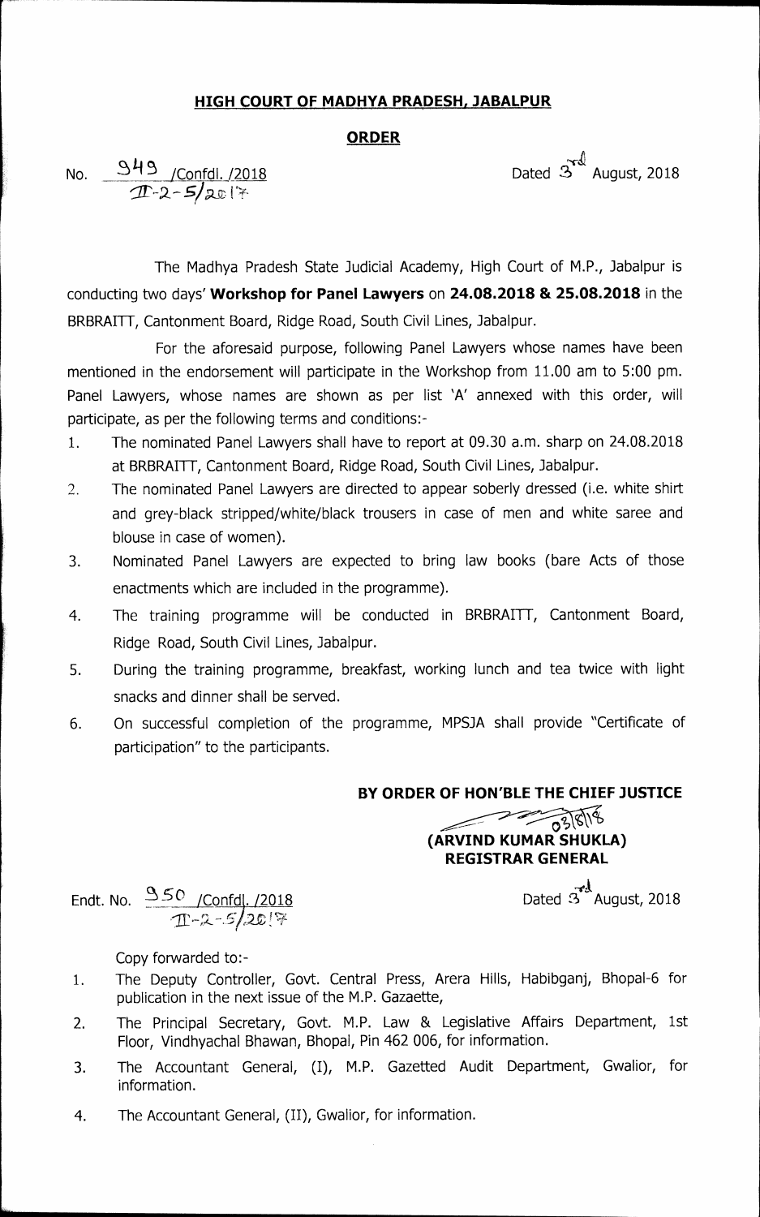**HIGH COURT OF MADHYA PRADESH, JABALPUR**

**ORDER**

No. 949 /Confdl. /2018
II-2-5/2017

Dated 3rd August, 2018

The Madhya Pradesh State Judicial Academy, High Court of M.P., Jabalpur is conducting two days' **Workshop for Panel Lawyers** on **24.08.2018 & 25.08.2018** in the BRBRAITT, Cantonment Board, Ridge Road, South Civil Lines, Jabalpur.

For the aforesaid purpose, following Panel Lawyers whose names have been mentioned in the endorsement will participate in the Workshop from 11.00 am to 5:00 pm. Panel Lawyers, whose names are shown as per list 'A' annexed with this order, will participate, as per the following terms and conditions:-

1. The nominated Panel Lawyers shall have to report at 09.30 a.m. sharp on 24.08.2018 at BRBRAITT, Cantonment Board, Ridge Road, South Civil Lines, Jabalpur.
2. The nominated Panel Lawyers are directed to appear soberly dressed (i.e. white shirt and grey-black stripped/white/black trousers in case of men and white saree and blouse in case of women).
3. Nominated Panel Lawyers are expected to bring law books (bare Acts of those enactments which are included in the programme).
4. The training programme will be conducted in BRBRAITT, Cantonment Board, Ridge Road, South Civil Lines, Jabalpur.
5. During the training programme, breakfast, working lunch and tea twice with light snacks and dinner shall be served.
6. On successful completion of the programme, MPSJA shall provide "Certificate of participation" to the participants.

**BY ORDER OF HON'BLE THE CHIEF JUSTICE**

03/8/18
**(ARVIND KUMAR SHUKLA)**
**REGISTRAR GENERAL**

Endt. No. 950 /Confdl. /2018
II-2-5/2017

Dated 3rd August, 2018

Copy forwarded to:-

1. The Deputy Controller, Govt. Central Press, Arera Hills, Habibganj, Bhopal-6 for publication in the next issue of the M.P. Gazaette,
2. The Principal Secretary, Govt. M.P. Law & Legislative Affairs Department, 1st Floor, Vindhyachal Bhawan, Bhopal, Pin 462 006, for information.
3. The Accountant General, (I), M.P. Gazetted Audit Department, Gwalior, for information.
4. The Accountant General, (II), Gwalior, for information.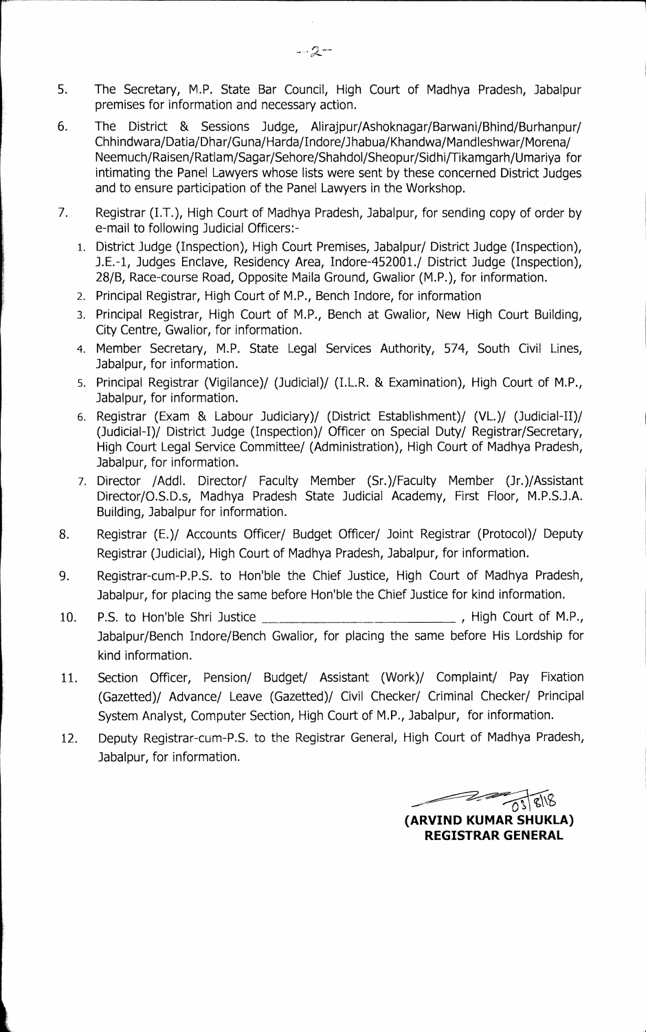5. The Secretary, M.P. State Bar Council, High Court of Madhya Pradesh, Jabalpur premises for information and necessary action.

6. The District & Sessions Judge, Alirajpur/Ashoknagar/Barwani/Bhind/Burhanpur/Chhindwara/Datia/Dhar/Guna/Harda/Indore/Jhabua/Khandwa/Mandleshwar/Morena/Neemuch/Raisen/Ratlam/Sagar/Sehore/Shahdol/Sheopur/Sidhi/Tikamgarh/Umariya for intimating the Panel Lawyers whose lists were sent by these concerned District Judges and to ensure participation of the Panel Lawyers in the Workshop.

7. Registrar (I.T.), High Court of Madhya Pradesh, Jabalpur, for sending copy of order by e-mail to following Judicial Officers:-
   1. District Judge (Inspection), High Court Premises, Jabalpur/ District Judge (Inspection), J.E.-1, Judges Enclave, Residency Area, Indore-452001./ District Judge (Inspection), 28/B, Race-course Road, Opposite Maila Ground, Gwalior (M.P.), for information.
   2. Principal Registrar, High Court of M.P., Bench Indore, for information
   3. Principal Registrar, High Court of M.P., Bench at Gwalior, New High Court Building, City Centre, Gwalior, for information.
   4. Member Secretary, M.P. State Legal Services Authority, 574, South Civil Lines, Jabalpur, for information.
   5. Principal Registrar (Vigilance)/ (Judicial)/ (I.L.R. & Examination), High Court of M.P., Jabalpur, for information.
   6. Registrar (Exam & Labour Judiciary)/ (District Establishment)/ (VL.)/ (Judicial-II)/ (Judicial-I)/ District Judge (Inspection)/ Officer on Special Duty/ Registrar/Secretary, High Court Legal Service Committee/ (Administration), High Court of Madhya Pradesh, Jabalpur, for information.
   7. Director /Addl. Director/ Faculty Member (Sr.)/Faculty Member (Jr.)/Assistant Director/O.S.D.s, Madhya Pradesh State Judicial Academy, First Floor, M.P.S.J.A. Building, Jabalpur for information.

8. Registrar (E.)/ Accounts Officer/ Budget Officer/ Joint Registrar (Protocol)/ Deputy Registrar (Judicial), High Court of Madhya Pradesh, Jabalpur, for information.

9. Registrar-cum-P.P.S. to Hon'ble the Chief Justice, High Court of Madhya Pradesh, Jabalpur, for placing the same before Hon'ble the Chief Justice for kind information.

10. P.S. to Hon'ble Shri Justice \_\_\_\_\_\_\_\_\_\_\_\_\_\_\_\_\_\_\_\_\_\_\_\_\_\_\_\_ , High Court of M.P., Jabalpur/Bench Indore/Bench Gwalior, for placing the same before His Lordship for kind information.

11. Section Officer, Pension/ Budget/ Assistant (Work)/ Complaint/ Pay Fixation (Gazetted)/ Advance/ Leave (Gazetted)/ Civil Checker/ Criminal Checker/ Principal System Analyst, Computer Section, High Court of M.P., Jabalpur, for information.

12. Deputy Registrar-cum-P.S. to the Registrar General, High Court of Madhya Pradesh, Jabalpur, for information.

03/8/18

**(ARVIND KUMAR SHUKLA)**
**REGISTRAR GENERAL**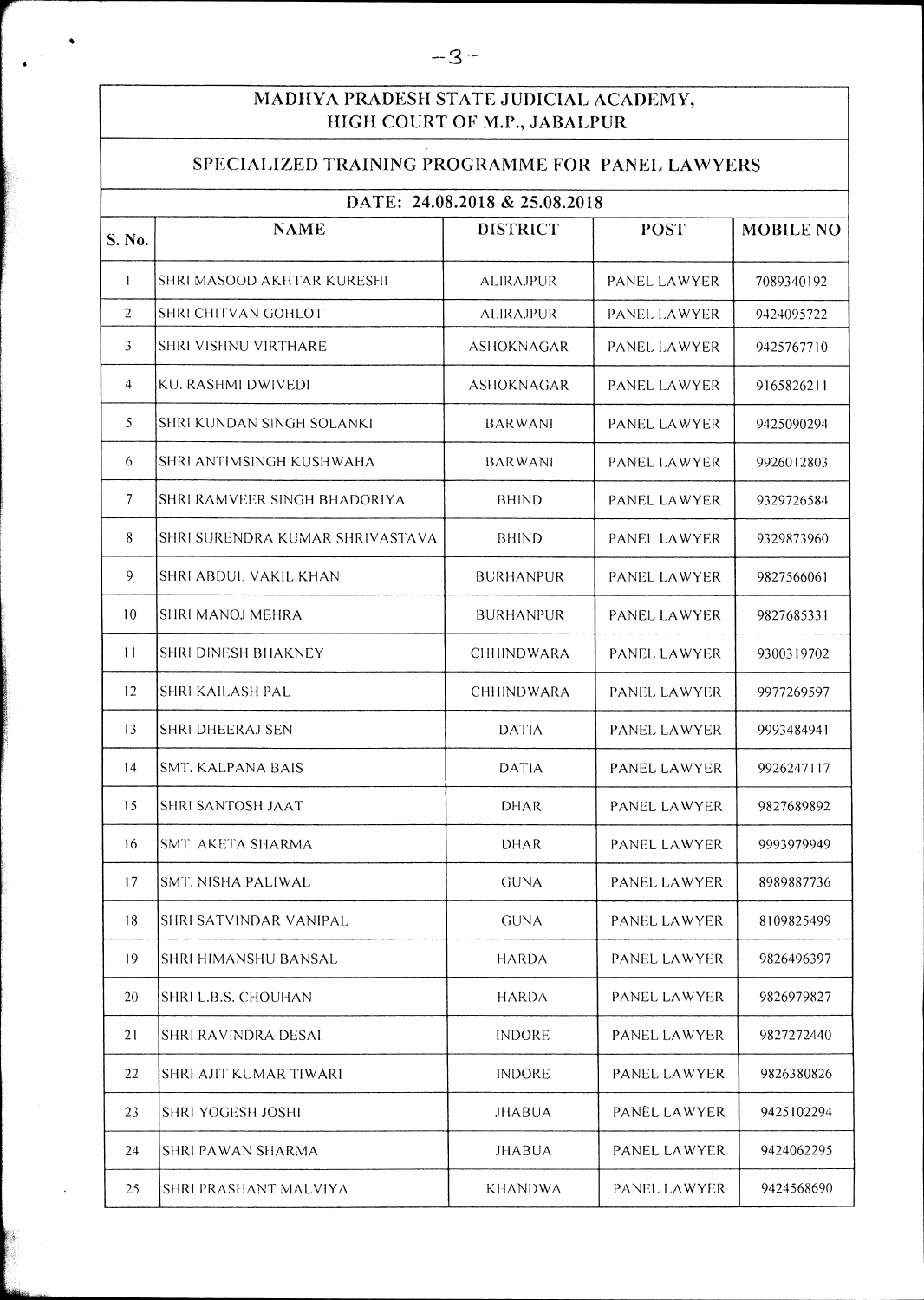## MADHYA PRADESH STATE JUDICIAL ACADEMY, HIGH COURT OF M.P., JABALPUR

### SPECIALIZED TRAINING PROGRAMME FOR PANEL LAWYERS

#### DATE: 24.08.2018 & 25.08.2018

| S. No. | NAME | DISTRICT | POST | MOBILE NO |
|---|---|---|---|---|
| 1 | SHRI MASOOD AKHTAR KURESHI | ALIRAJPUR | PANEL LAWYER | 7089340192 |
| 2 | SHRI CHITVAN GOHLOT | ALIRAJPUR | PANEL LAWYER | 9424095722 |
| 3 | SHRI VISHNU VIRTHARE | ASHOKNAGAR | PANEL LAWYER | 9425767710 |
| 4 | KU. RASHMI DWIVEDI | ASHOKNAGAR | PANEL LAWYER | 9165826211 |
| 5 | SHRI KUNDAN SINGH SOLANKI | BARWANI | PANEL LAWYER | 9425090294 |
| 6 | SHRI ANTIMSINGH KUSHWAHA | BARWANI | PANEL LAWYER | 9926012803 |
| 7 | SHRI RAMVEER SINGH BHADORIYA | BHIND | PANEL LAWYER | 9329726584 |
| 8 | SHRI SURENDRA KUMAR SHRIVASTAVA | BHIND | PANEL LAWYER | 9329873960 |
| 9 | SHRI ABDUL VAKIL KHAN | BURHANPUR | PANEL LAWYER | 9827566061 |
| 10 | SHRI MANOJ MEHRA | BURHANPUR | PANEL LAWYER | 9827685331 |
| 11 | SHRI DINESH BHAKNEY | CHHINDWARA | PANEL LAWYER | 9300319702 |
| 12 | SHRI KAILASH PAL | CHHINDWARA | PANEL LAWYER | 9977269597 |
| 13 | SHRI DHEERAJ SEN | DATIA | PANEL LAWYER | 9993484941 |
| 14 | SMT. KALPANA BAIS | DATIA | PANEL LAWYER | 9926247117 |
| 15 | SHRI SANTOSH JAAT | DHAR | PANEL LAWYER | 9827689892 |
| 16 | SMT. AKETA SHARMA | DHAR | PANEL LAWYER | 9993979949 |
| 17 | SMT. NISHA PALIWAL | GUNA | PANEL LAWYER | 8989887736 |
| 18 | SHRI SATVINDAR VANIPAL | GUNA | PANEL LAWYER | 8109825499 |
| 19 | SHRI HIMANSHU BANSAL | HARDA | PANEL LAWYER | 9826496397 |
| 20 | SHRI L.B.S. CHOUHAN | HARDA | PANEL LAWYER | 9826979827 |
| 21 | SHRI RAVINDRA DESAI | INDORE | PANEL LAWYER | 9827272440 |
| 22 | SHRI AJIT KUMAR TIWARI | INDORE | PANEL LAWYER | 9826380826 |
| 23 | SHRI YOGESH JOSHI | JHABUA | PANEL LAWYER | 9425102294 |
| 24 | SHRI PAWAN SHARMA | JHABUA | PANEL LAWYER | 9424062295 |
| 25 | SHRI PRASHANT MALVIYA | KHANDWA | PANEL LAWYER | 9424568690 |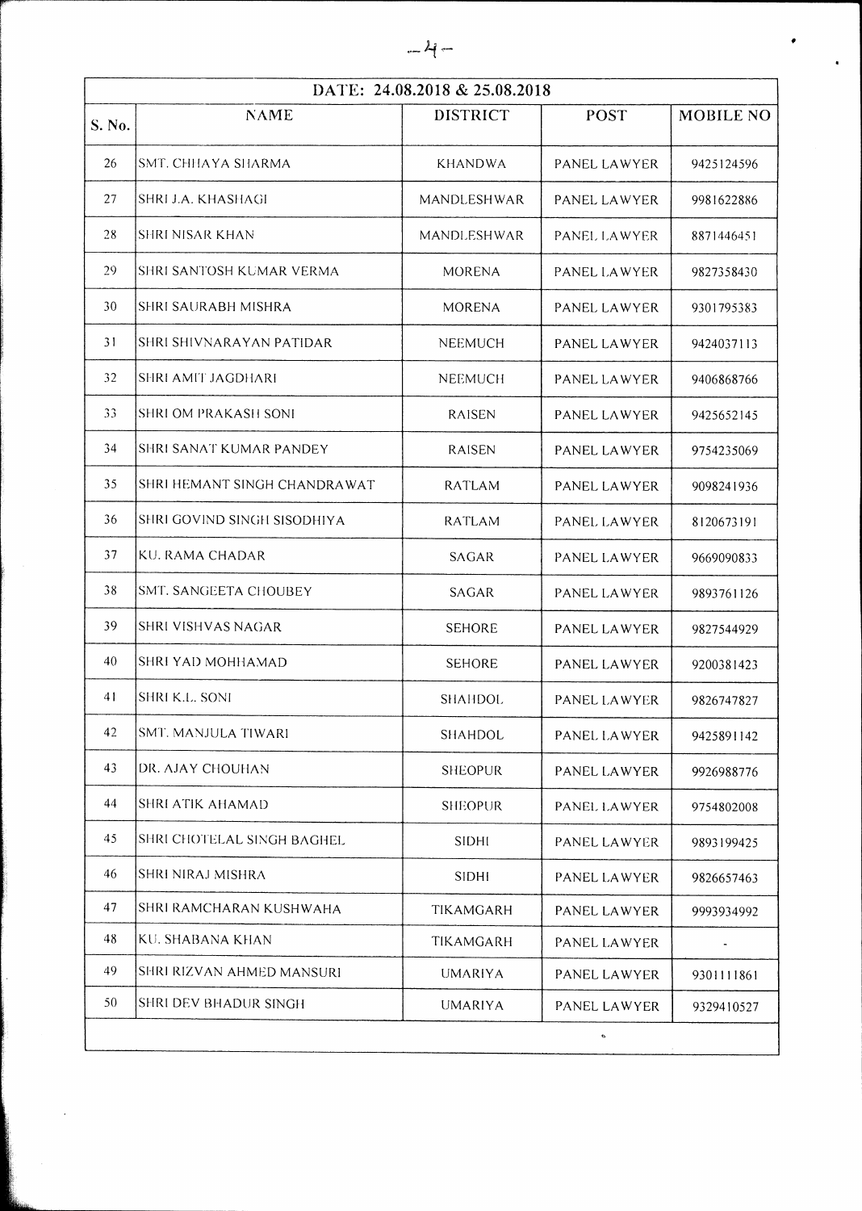| DATE: 24.08.2018 & 25.08.2018 | | | | |
|---|---|---|---|---|
| S. No. | NAME | DISTRICT | POST | MOBILE NO |
| 26 | SMT. CHHAYA SHARMA | KHANDWA | PANEL LAWYER | 9425124596 |
| 27 | SHRI J.A. KHASHAGI | MANDLESHWAR | PANEL LAWYER | 9981622886 |
| 28 | SHRI NISAR KHAN | MANDLESHWAR | PANEL LAWYER | 8871446451 |
| 29 | SHRI SANTOSH KUMAR VERMA | MORENA | PANEL LAWYER | 9827358430 |
| 30 | SHRI SAURABH MISHRA | MORENA | PANEL LAWYER | 9301795383 |
| 31 | SHRI SHIVNARAYAN PATIDAR | NEEMUCH | PANEL LAWYER | 9424037113 |
| 32 | SHRI AMIT JAGDHARI | NEEMUCH | PANEL LAWYER | 9406868766 |
| 33 | SHRI OM PRAKASH SONI | RAISEN | PANEL LAWYER | 9425652145 |
| 34 | SHRI SANAT KUMAR PANDEY | RAISEN | PANEL LAWYER | 9754235069 |
| 35 | SHRI HEMANT SINGH CHANDRAWAT | RATLAM | PANEL LAWYER | 9098241936 |
| 36 | SHRI GOVIND SINGH SISODHIYA | RATLAM | PANEL LAWYER | 8120673191 |
| 37 | KU. RAMA CHADAR | SAGAR | PANEL LAWYER | 9669090833 |
| 38 | SMT. SANGEETA CHOUBEY | SAGAR | PANEL LAWYER | 9893761126 |
| 39 | SHRI VISHVAS NAGAR | SEHORE | PANEL LAWYER | 9827544929 |
| 40 | SHRI YAD MOHHAMAD | SEHORE | PANEL LAWYER | 9200381423 |
| 41 | SHRI K.L. SONI | SHAHDOL | PANEL LAWYER | 9826747827 |
| 42 | SMT. MANJULA TIWARI | SHAHDOL | PANEL LAWYER | 9425891142 |
| 43 | DR. AJAY CHOUHAN | SHEOPUR | PANEL LAWYER | 9926988776 |
| 44 | SHRI ATIK AHAMAD | SHEOPUR | PANEL LAWYER | 9754802008 |
| 45 | SHRI CHOTELAL SINGH BAGHEL | SIDHI | PANEL LAWYER | 9893199425 |
| 46 | SHRI NIRAJ MISHRA | SIDHI | PANEL LAWYER | 9826657463 |
| 47 | SHRI RAMCHARAN KUSHWAHA | TIKAMGARH | PANEL LAWYER | 9993934992 |
| 48 | KU. SHABANA KHAN | TIKAMGARH | PANEL LAWYER | - |
| 49 | SHRI RIZVAN AHMED MANSURI | UMARIYA | PANEL LAWYER | 9301111861 |
| 50 | SHRI DEV BHADUR SINGH | UMARIYA | PANEL LAWYER | 9329410527 |